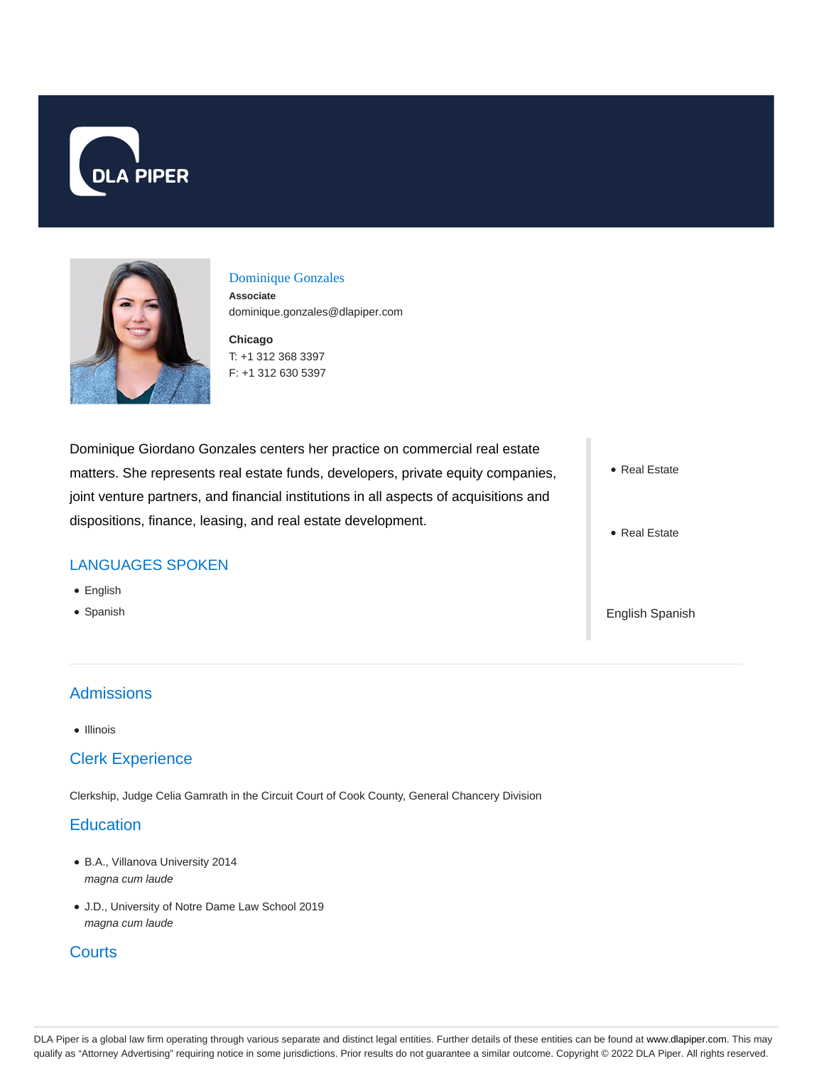DLA PIPER

Dominique Gonzales

**Associate**

dominique.gonzales@dlapiper.com

**Chicago**

T: +1 312 368 3397

F: +1 312 630 5397

Dominique Giordano Gonzales centers her practice on commercial real estate matters. She represents real estate funds, developers, private equity companies, joint venture partners, and financial institutions in all aspects of acquisitions and dispositions, finance, leasing, and real estate development.

## LANGUAGES SPOKEN

- English
- Spanish

- Real Estate

- Real Estate

English Spanish

## Admissions

- Illinois

## Clerk Experience

Clerkship, Judge Celia Gamrath in the Circuit Court of Cook County, General Chancery Division

## Education

- B.A., Villanova University 2014
  *magna cum laude*
- J.D., University of Notre Dame Law School 2019
  *magna cum laude*

## Courts

DLA Piper is a global law firm operating through various separate and distinct legal entities. Further details of these entities can be found at www.dlapiper.com. This may qualify as "Attorney Advertising" requiring notice in some jurisdictions. Prior results do not guarantee a similar outcome. Copyright © 2022 DLA Piper. All rights reserved.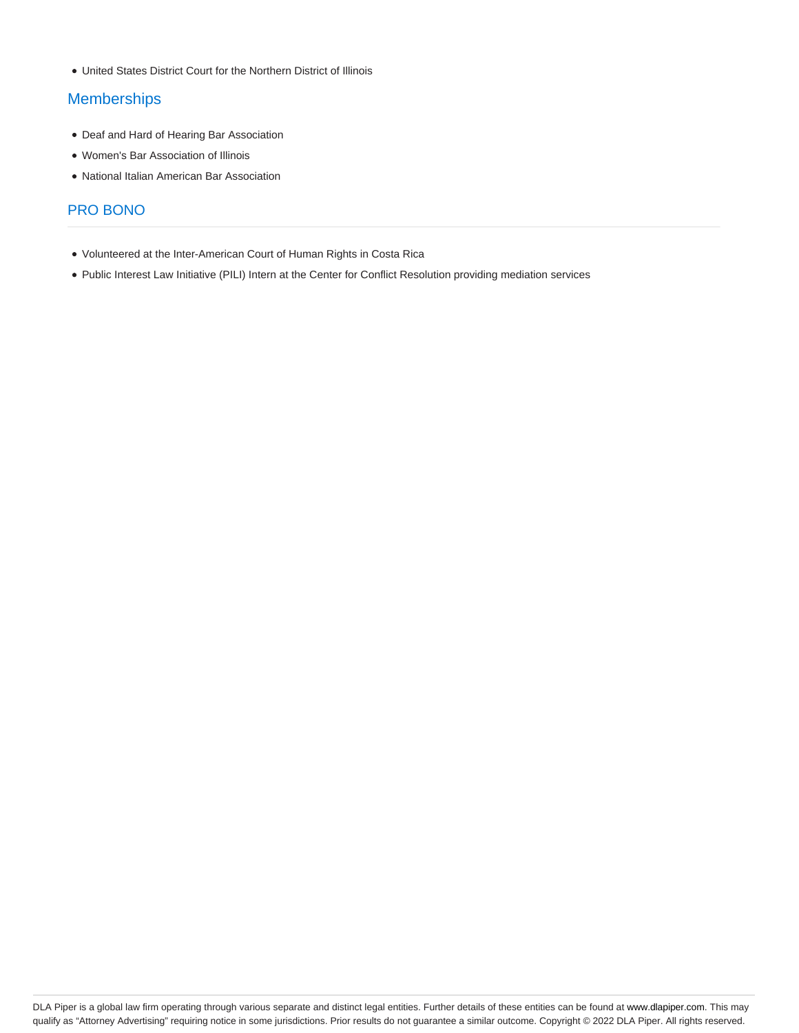- United States District Court for the Northern District of Illinois

## Memberships

- Deaf and Hard of Hearing Bar Association
- Women's Bar Association of Illinois
- National Italian American Bar Association

## PRO BONO

- Volunteered at the Inter-American Court of Human Rights in Costa Rica
- Public Interest Law Initiative (PILI) Intern at the Center for Conflict Resolution providing mediation services